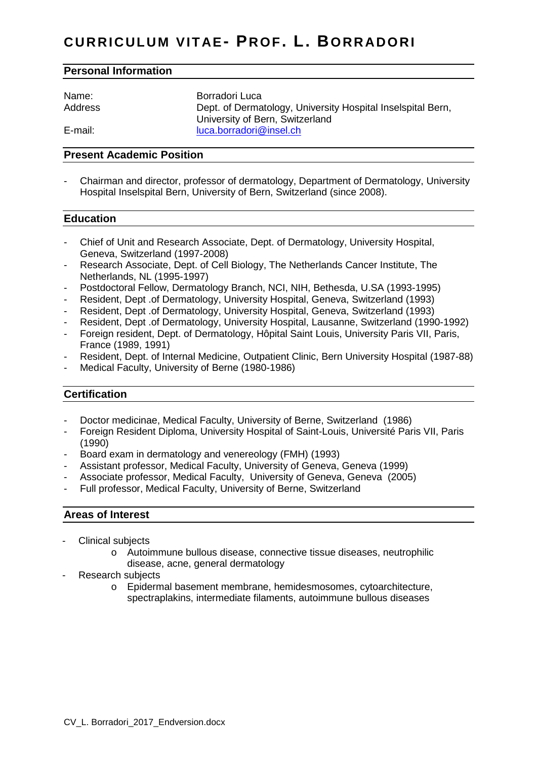# CURRICULUM VITAE- PROF. L. BORRADORI

## Personal Information

Name: Borradori Luca

Address: Dept. of Dermatology, University Hospital Inselspital Bern, University of Bern, Switzerland

E-mail: luca.borradori@insel.ch

## Present Academic Position

- Chairman and director, professor of dermatology, Department of Dermatology, University Hospital Inselspital Bern, University of Bern, Switzerland (since 2008).

## Education

- Chief of Unit and Research Associate, Dept. of Dermatology, University Hospital, Geneva, Switzerland (1997-2008)
- Research Associate, Dept. of Cell Biology, The Netherlands Cancer Institute, The Netherlands, NL (1995-1997)
- Postdoctoral Fellow, Dermatology Branch, NCI, NIH, Bethesda, U.SA (1993-1995)
- Resident, Dept .of Dermatology, University Hospital, Geneva, Switzerland (1993)
- Resident, Dept .of Dermatology, University Hospital, Geneva, Switzerland (1993)
- Resident, Dept .of Dermatology, University Hospital, Lausanne, Switzerland (1990-1992)
- Foreign resident, Dept. of Dermatology, Hôpital Saint Louis, University Paris VII, Paris, France (1989, 1991)
- Resident, Dept. of Internal Medicine, Outpatient Clinic, Bern University Hospital (1987-88)
- Medical Faculty, University of Berne (1980-1986)

## Certification

- Doctor medicinae, Medical Faculty, University of Berne, Switzerland (1986)
- Foreign Resident Diploma, University Hospital of Saint-Louis, Université Paris VII, Paris (1990)
- Board exam in dermatology and venereology (FMH) (1993)
- Assistant professor, Medical Faculty, University of Geneva, Geneva (1999)
- Associate professor, Medical Faculty, University of Geneva, Geneva (2005)
- Full professor, Medical Faculty, University of Berne, Switzerland

## Areas of Interest

- Clinical subjects
  - Autoimmune bullous disease, connective tissue diseases, neutrophilic disease, acne, general dermatology
- Research subjects
  - Epidermal basement membrane, hemidesmosomes, cytoarchitecture, spectraplakins, intermediate filaments, autoimmune bullous diseases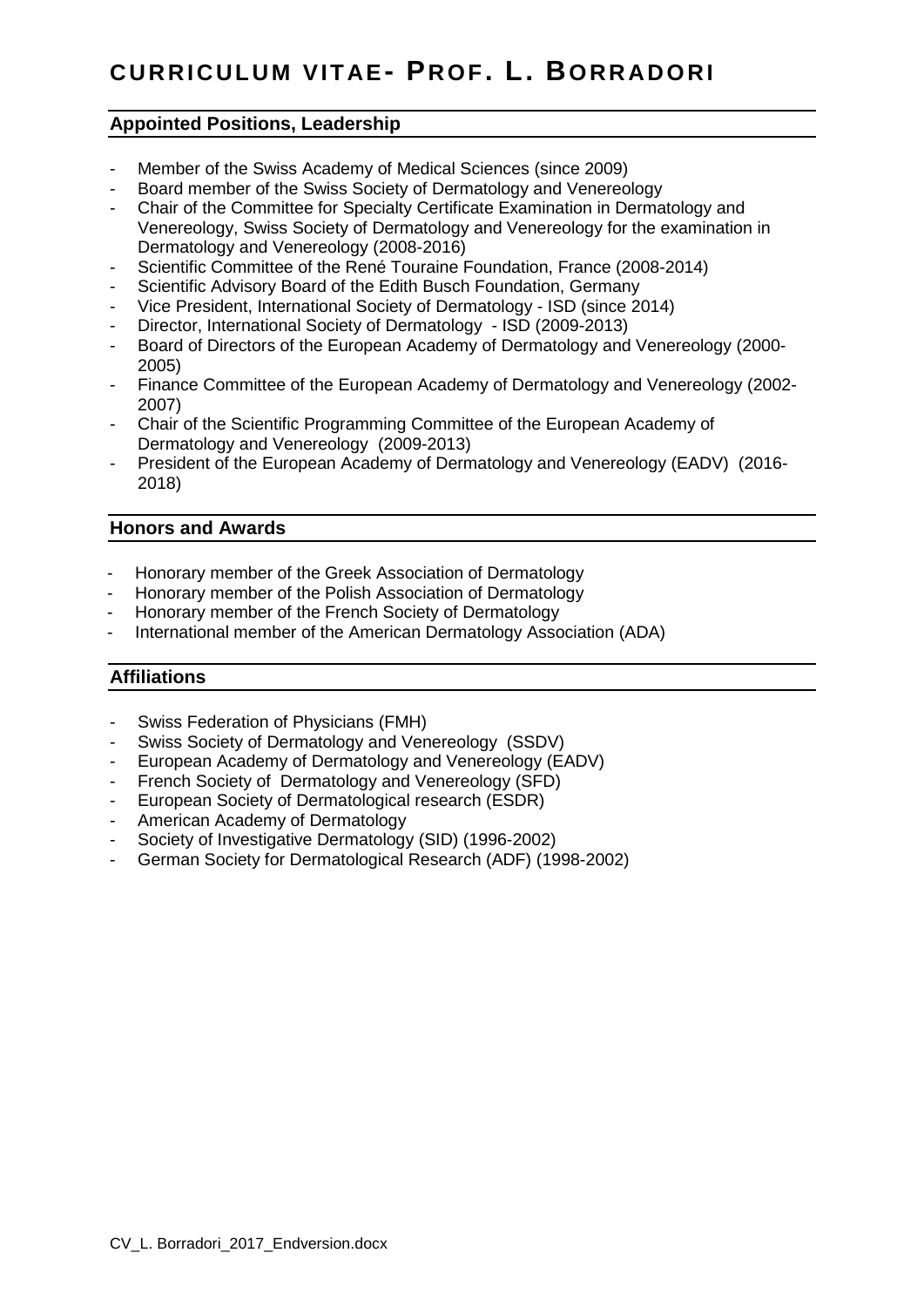# CURRICULUM VITAE- PROF. L. BORRADORI

## Appointed Positions, Leadership

- Member of the Swiss Academy of Medical Sciences (since 2009)
- Board member of the Swiss Society of Dermatology and Venereology
- Chair of the Committee for Specialty Certificate Examination in Dermatology and Venereology, Swiss Society of Dermatology and Venereology for the examination in Dermatology and Venereology (2008-2016)
- Scientific Committee of the René Touraine Foundation, France (2008-2014)
- Scientific Advisory Board of the Edith Busch Foundation, Germany
- Vice President, International Society of Dermatology - ISD (since 2014)
- Director, International Society of Dermatology - ISD (2009-2013)
- Board of Directors of the European Academy of Dermatology and Venereology (2000-2005)
- Finance Committee of the European Academy of Dermatology and Venereology (2002-2007)
- Chair of the Scientific Programming Committee of the European Academy of Dermatology and Venereology (2009-2013)
- President of the European Academy of Dermatology and Venereology (EADV) (2016-2018)

## Honors and Awards

- Honorary member of the Greek Association of Dermatology
- Honorary member of the Polish Association of Dermatology
- Honorary member of the French Society of Dermatology
- International member of the American Dermatology Association (ADA)

## Affiliations

- Swiss Federation of Physicians (FMH)
- Swiss Society of Dermatology and Venereology (SSDV)
- European Academy of Dermatology and Venereology (EADV)
- French Society of Dermatology and Venereology (SFD)
- European Society of Dermatological research (ESDR)
- American Academy of Dermatology
- Society of Investigative Dermatology (SID) (1996-2002)
- German Society for Dermatological Research (ADF) (1998-2002)